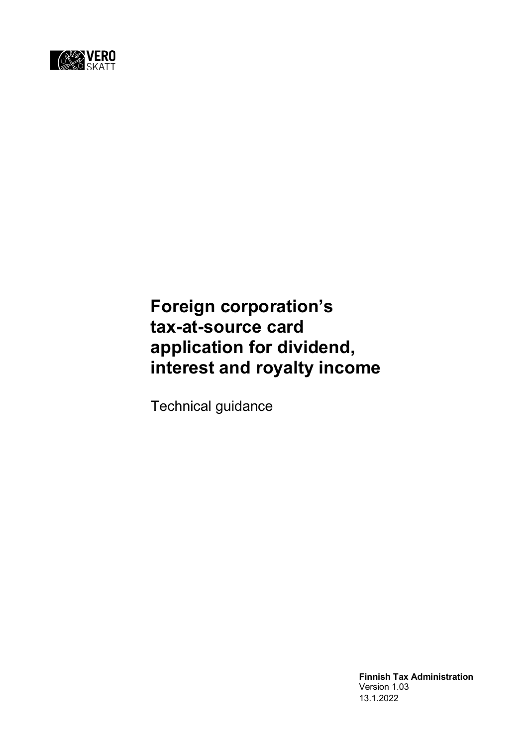# Foreign corporation's tax-at-source card application for dividend, interest and royalty income

Technical guidance

**Finnish Tax Administration**
Version 1.03
13.1.2022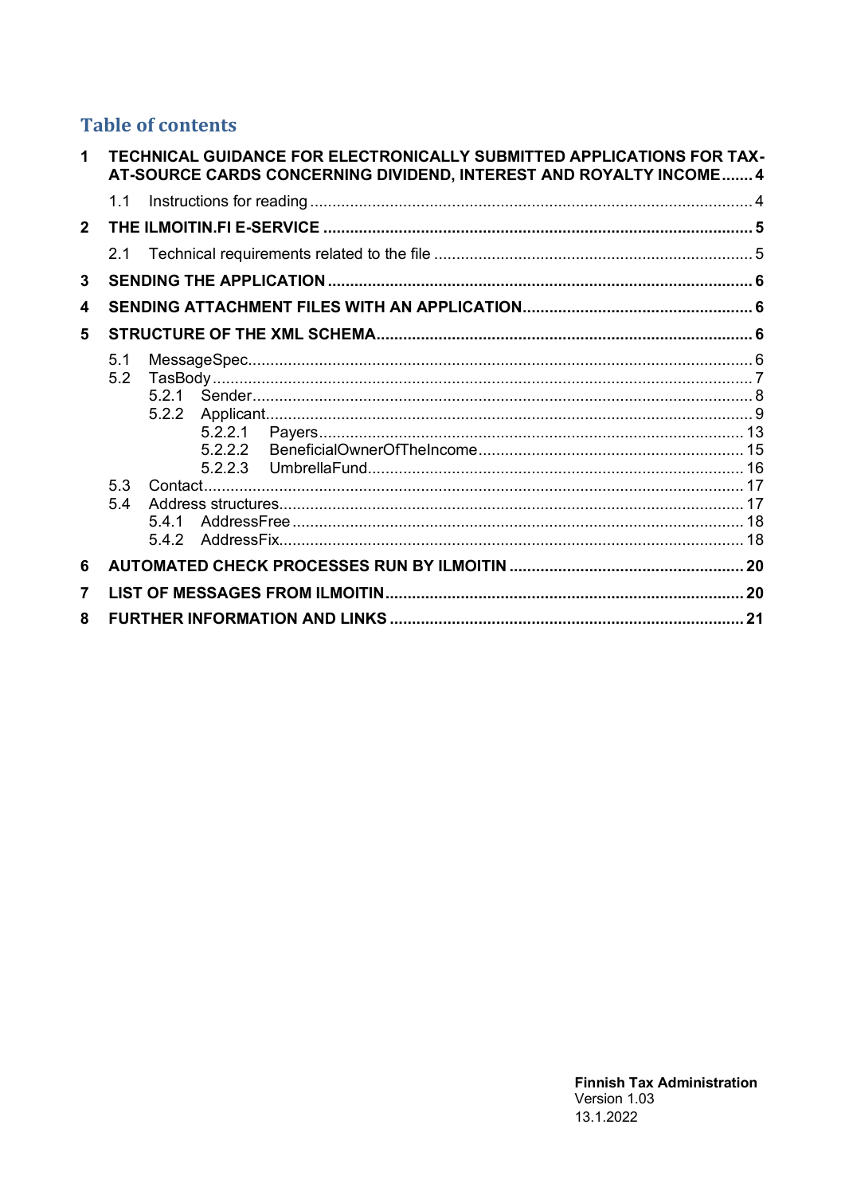## Table of contents

1 TECHNICAL GUIDANCE FOR ELECTRONICALLY SUBMITTED APPLICATIONS FOR TAX-AT-SOURCE CARDS CONCERNING DIVIDEND, INTEREST AND ROYALTY INCOME ....... 4
   1.1 Instructions for reading .......... 4
2 THE ILMOITIN.FI E-SERVICE .......... 5
   2.1 Technical requirements related to the file .......... 5
3 SENDING THE APPLICATION .......... 6
4 SENDING ATTACHMENT FILES WITH AN APPLICATION .......... 6
5 STRUCTURE OF THE XML SCHEMA .......... 6
   5.1 MessageSpec .......... 6
   5.2 TasBody .......... 7
      5.2.1 Sender .......... 8
      5.2.2 Applicant .......... 9
         5.2.2.1 Payers .......... 13
         5.2.2.2 BeneficialOwnerOfTheIncome .......... 15
         5.2.2.3 UmbrellaFund .......... 16
   5.3 Contact .......... 17
   5.4 Address structures .......... 17
      5.4.1 AddressFree .......... 18
      5.4.2 AddressFix .......... 18
6 AUTOMATED CHECK PROCESSES RUN BY ILMOITIN .......... 20
7 LIST OF MESSAGES FROM ILMOITIN .......... 20
8 FURTHER INFORMATION AND LINKS .......... 21

**Finnish Tax Administration**
Version 1.03
13.1.2022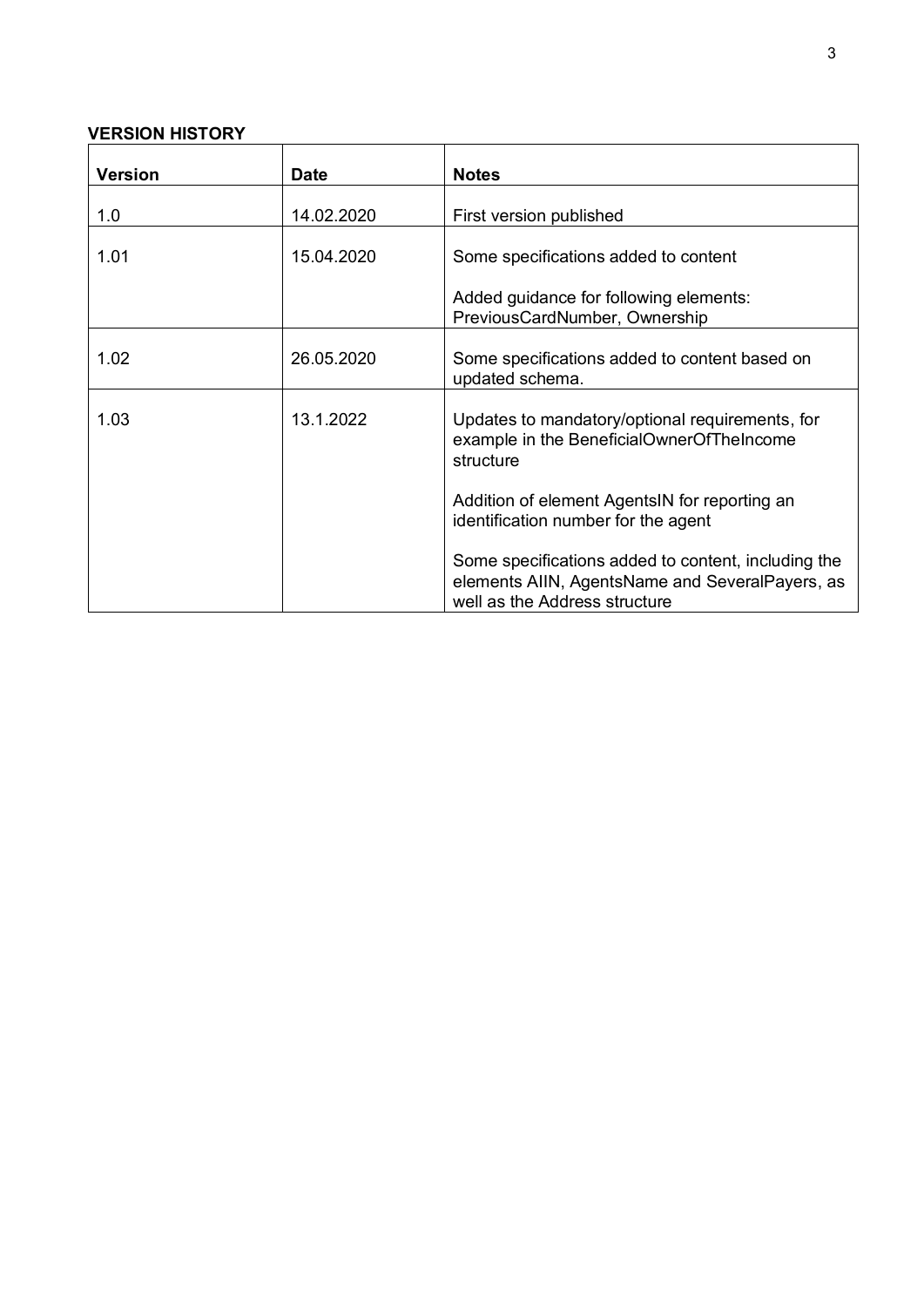**VERSION HISTORY**

| Version | Date | Notes |
| --- | --- | --- |
| 1.0 | 14.02.2020 | First version published |
| 1.01 | 15.04.2020 | Some specifications added to content<br><br>Added guidance for following elements: PreviousCardNumber, Ownership |
| 1.02 | 26.05.2020 | Some specifications added to content based on updated schema. |
| 1.03 | 13.1.2022 | Updates to mandatory/optional requirements, for example in the BeneficialOwnerOfTheIncome structure<br><br>Addition of element AgentsIN for reporting an identification number for the agent<br><br>Some specifications added to content, including the elements AIIN, AgentsName and SeveralPayers, as well as the Address structure |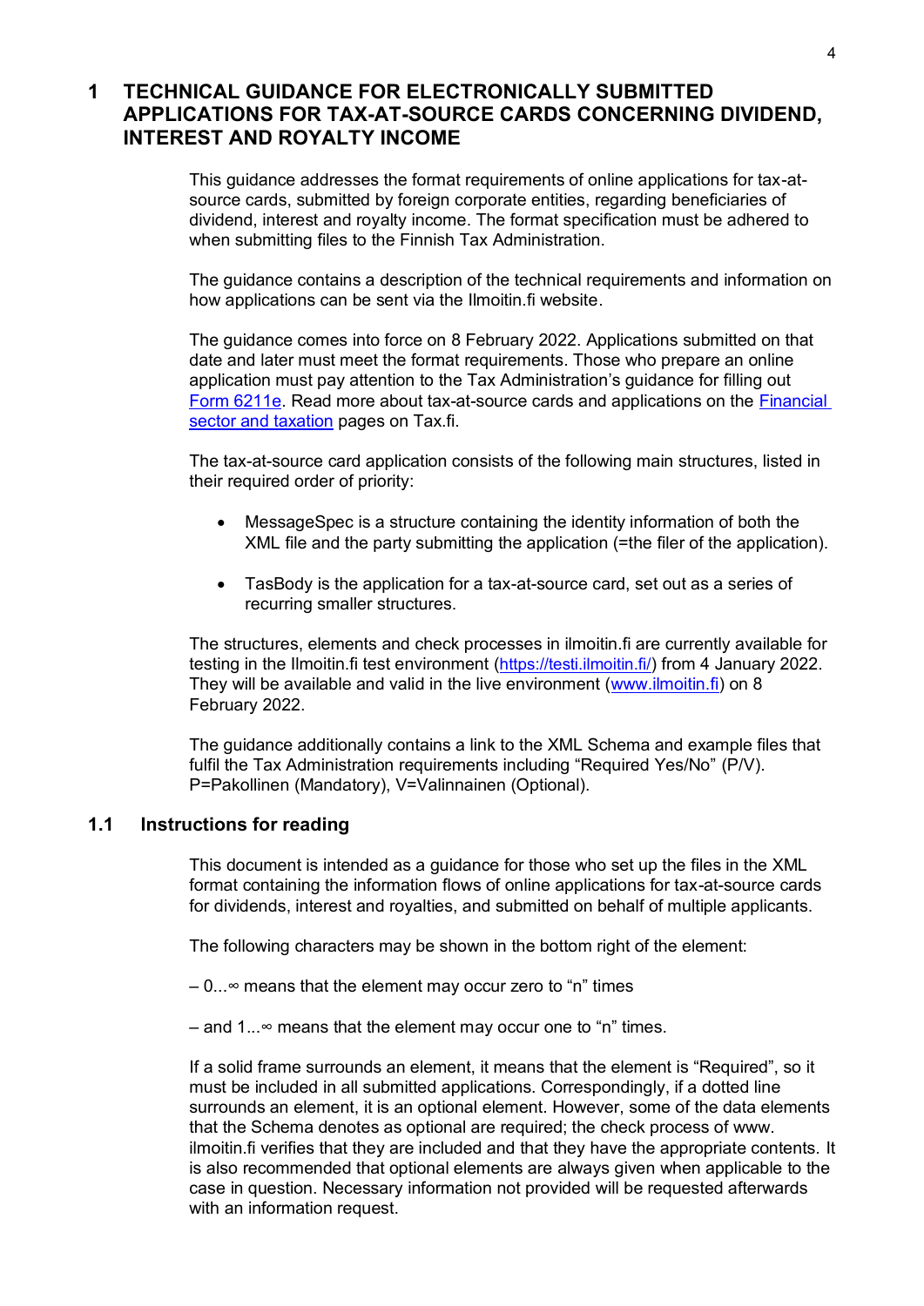# 1 TECHNICAL GUIDANCE FOR ELECTRONICALLY SUBMITTED APPLICATIONS FOR TAX-AT-SOURCE CARDS CONCERNING DIVIDEND, INTEREST AND ROYALTY INCOME

This guidance addresses the format requirements of online applications for tax-at-source cards, submitted by foreign corporate entities, regarding beneficiaries of dividend, interest and royalty income. The format specification must be adhered to when submitting files to the Finnish Tax Administration.

The guidance contains a description of the technical requirements and information on how applications can be sent via the Ilmoitin.fi website.

The guidance comes into force on 8 February 2022. Applications submitted on that date and later must meet the format requirements. Those who prepare an online application must pay attention to the Tax Administration's guidance for filling out Form 6211e. Read more about tax-at-source cards and applications on the Financial sector and taxation pages on Tax.fi.

The tax-at-source card application consists of the following main structures, listed in their required order of priority:

- MessageSpec is a structure containing the identity information of both the XML file and the party submitting the application (=the filer of the application).
- TasBody is the application for a tax-at-source card, set out as a series of recurring smaller structures.

The structures, elements and check processes in ilmoitin.fi are currently available for testing in the Ilmoitin.fi test environment (https://testi.ilmoitin.fi/) from 4 January 2022. They will be available and valid in the live environment (www.ilmoitin.fi) on 8 February 2022.

The guidance additionally contains a link to the XML Schema and example files that fulfil the Tax Administration requirements including "Required Yes/No" (P/V). P=Pakollinen (Mandatory), V=Valinnainen (Optional).

## 1.1 Instructions for reading

This document is intended as a guidance for those who set up the files in the XML format containing the information flows of online applications for tax-at-source cards for dividends, interest and royalties, and submitted on behalf of multiple applicants.

The following characters may be shown in the bottom right of the element:

– 0...∞ means that the element may occur zero to "n" times

– and 1...∞ means that the element may occur one to "n" times.

If a solid frame surrounds an element, it means that the element is "Required", so it must be included in all submitted applications. Correspondingly, if a dotted line surrounds an element, it is an optional element. However, some of the data elements that the Schema denotes as optional are required; the check process of www. ilmoitin.fi verifies that they are included and that they have the appropriate contents. It is also recommended that optional elements are always given when applicable to the case in question. Necessary information not provided will be requested afterwards with an information request.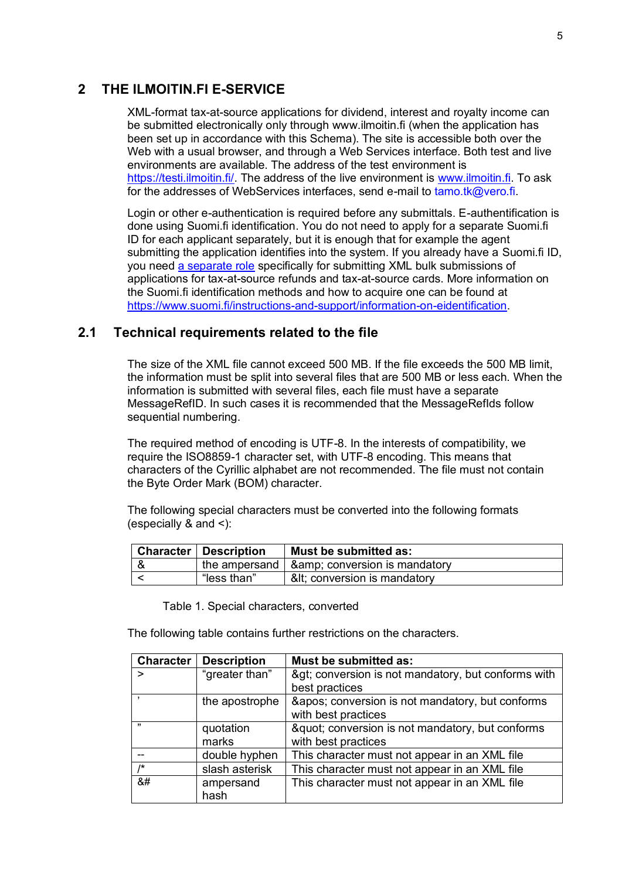# 2 THE ILMOITIN.FI E-SERVICE

XML-format tax-at-source applications for dividend, interest and royalty income can be submitted electronically only through www.ilmoitin.fi (when the application has been set up in accordance with this Schema). The site is accessible both over the Web with a usual browser, and through a Web Services interface. Both test and live environments are available. The address of the test environment is https://testi.ilmoitin.fi/. The address of the live environment is www.ilmoitin.fi. To ask for the addresses of WebServices interfaces, send e-mail to tamo.tk@vero.fi.

Login or other e-authentication is required before any submittals. E-authentification is done using Suomi.fi identification. You do not need to apply for a separate Suomi.fi ID for each applicant separately, but it is enough that for example the agent submitting the application identifies into the system. If you already have a Suomi.fi ID, you need a separate role specifically for submitting XML bulk submissions of applications for tax-at-source refunds and tax-at-source cards. More information on the Suomi.fi identification methods and how to acquire one can be found at https://www.suomi.fi/instructions-and-support/information-on-eidentification.

## 2.1 Technical requirements related to the file

The size of the XML file cannot exceed 500 MB. If the file exceeds the 500 MB limit, the information must be split into several files that are 500 MB or less each. When the information is submitted with several files, each file must have a separate MessageRefID. In such cases it is recommended that the MessageRefIds follow sequential numbering.

The required method of encoding is UTF-8. In the interests of compatibility, we require the ISO8859-1 character set, with UTF-8 encoding. This means that characters of the Cyrillic alphabet are not recommended. The file must not contain the Byte Order Mark (BOM) character.

The following special characters must be converted into the following formats (especially & and <):

| Character | Description | Must be submitted as: |
|---|---|---|
| & | the ampersand | &amp; conversion is mandatory |
| < | “less than” | &lt; conversion is mandatory |

Table 1. Special characters, converted

The following table contains further restrictions on the characters.

| Character | Description | Must be submitted as: |
|---|---|---|
| > | “greater than” | &gt; conversion is not mandatory, but conforms with best practices |
| ’ | the apostrophe | &apos; conversion is not mandatory, but conforms with best practices |
| ” | quotation marks | &quot; conversion is not mandatory, but conforms with best practices |
| -- | double hyphen | This character must not appear in an XML file |
| /* | slash asterisk | This character must not appear in an XML file |
| &# | ampersand hash | This character must not appear in an XML file |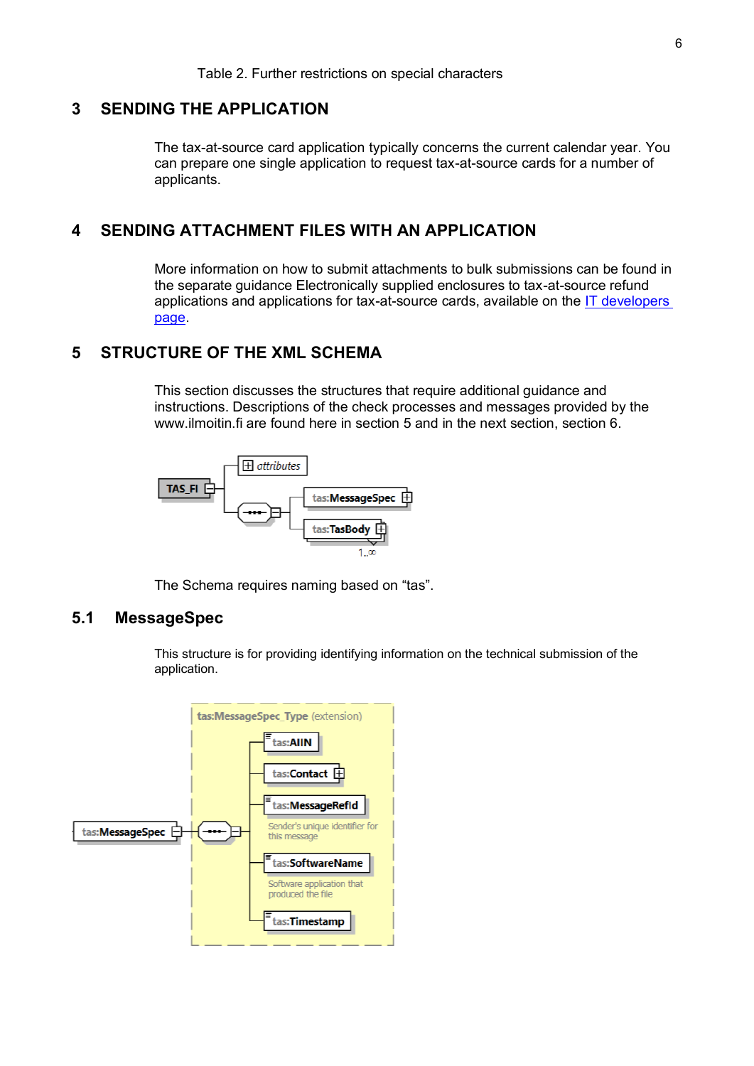Table 2. Further restrictions on special characters

## 3 SENDING THE APPLICATION

The tax-at-source card application typically concerns the current calendar year. You can prepare one single application to request tax-at-source cards for a number of applicants.

## 4 SENDING ATTACHMENT FILES WITH AN APPLICATION

More information on how to submit attachments to bulk submissions can be found in the separate guidance Electronically supplied enclosures to tax-at-source refund applications and applications for tax-at-source cards, available on the IT developers page.

## 5 STRUCTURE OF THE XML SCHEMA

This section discusses the structures that require additional guidance and instructions. Descriptions of the check processes and messages provided by the www.ilmoitin.fi are found here in section 5 and in the next section, section 6.

TAS_FI
- attributes
- tas:MessageSpec
- tas:TasBody (1..∞)

The Schema requires naming based on "tas".

### 5.1 MessageSpec

This structure is for providing identifying information on the technical submission of the application.

tas:MessageSpec — tas:MessageSpec_Type (extension)
- tas:AIIN
- tas:Contact
- tas:MessageRefId — Sender's unique identifier for this message
- tas:SoftwareName — Software application that produced the file
- tas:Timestamp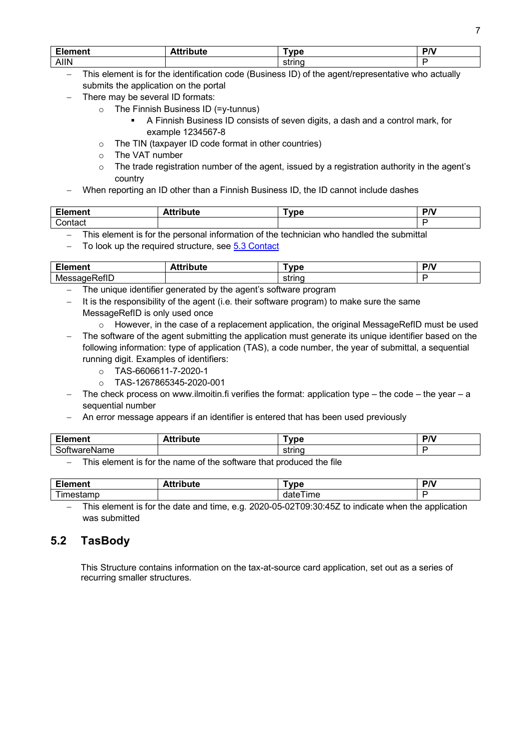| Element | Attribute | Type | P/V |
|---|---|---|---|
| AIIN | | string | P |

- This element is for the identification code (Business ID) of the agent/representative who actually submits the application on the portal
- There may be several ID formats:
  - The Finnish Business ID (=y-tunnus)
    - A Finnish Business ID consists of seven digits, a dash and a control mark, for example 1234567-8
  - The TIN (taxpayer ID code format in other countries)
  - The VAT number
  - The trade registration number of the agent, issued by a registration authority in the agent's country
- When reporting an ID other than a Finnish Business ID, the ID cannot include dashes

| Element | Attribute | Type | P/V |
|---|---|---|---|
| Contact | | | P |

- This element is for the personal information of the technician who handled the submittal
- To look up the required structure, see [5.3 Contact](#)

| Element | Attribute | Type | P/V |
|---|---|---|---|
| MessageRefID | | string | P |

- The unique identifier generated by the agent's software program
- It is the responsibility of the agent (i.e. their software program) to make sure the same MessageRefID is only used once
  - However, in the case of a replacement application, the original MessageRefID must be used
- The software of the agent submitting the application must generate its unique identifier based on the following information: type of application (TAS), a code number, the year of submittal, a sequential running digit. Examples of identifiers:
  - TAS-6606611-7-2020-1
  - TAS-1267865345-2020-001
- The check process on www.ilmoitin.fi verifies the format: application type – the code – the year – a sequential number
- An error message appears if an identifier is entered that has been used previously

| Element | Attribute | Type | P/V |
|---|---|---|---|
| SoftwareName | | string | P |

- This element is for the name of the software that produced the file

| Element | Attribute | Type | P/V |
|---|---|---|---|
| Timestamp | | dateTime | P |

- This element is for the date and time, e.g. 2020-05-02T09:30:45Z to indicate when the application was submitted

## 5.2 TasBody

This Structure contains information on the tax-at-source card application, set out as a series of recurring smaller structures.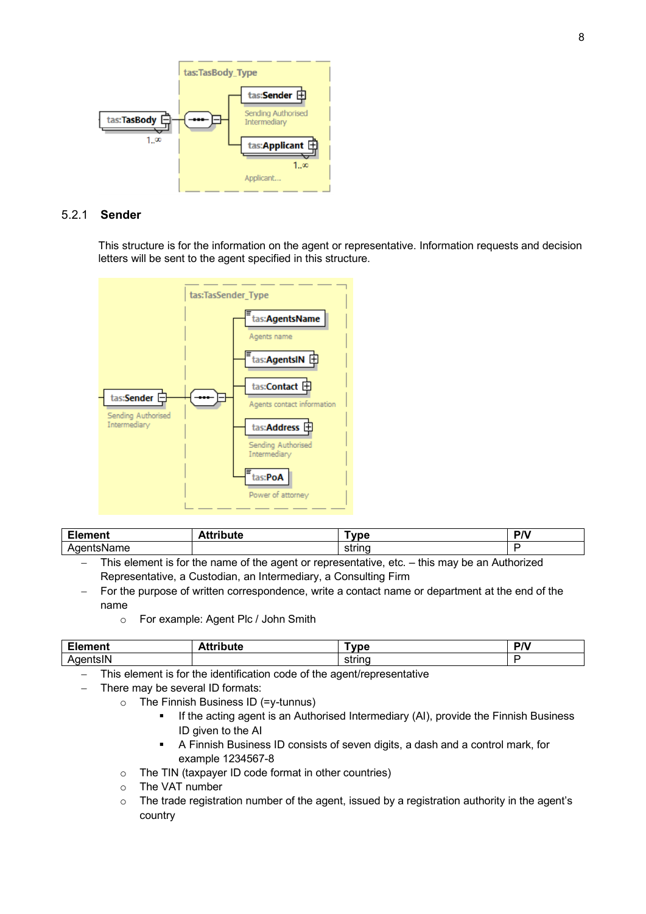### 5.2.1 Sender

This structure is for the information on the agent or representative. Information requests and decision letters will be sent to the agent specified in this structure.

| Element | Attribute | Type | P/V |
|---|---|---|---|
| AgentsName | | string | P |

- This element is for the name of the agent or representative, etc. – this may be an Authorized Representative, a Custodian, an Intermediary, a Consulting Firm
- For the purpose of written correspondence, write a contact name or department at the end of the name
  - For example: Agent Plc / John Smith

| Element | Attribute | Type | P/V |
|---|---|---|---|
| AgentsIN | | string | P |

- This element is for the identification code of the agent/representative
- There may be several ID formats:
  - The Finnish Business ID (=y-tunnus)
    - If the acting agent is an Authorised Intermediary (AI), provide the Finnish Business ID given to the AI
    - A Finnish Business ID consists of seven digits, a dash and a control mark, for example 1234567-8
  - The TIN (taxpayer ID code format in other countries)
  - The VAT number
  - The trade registration number of the agent, issued by a registration authority in the agent's country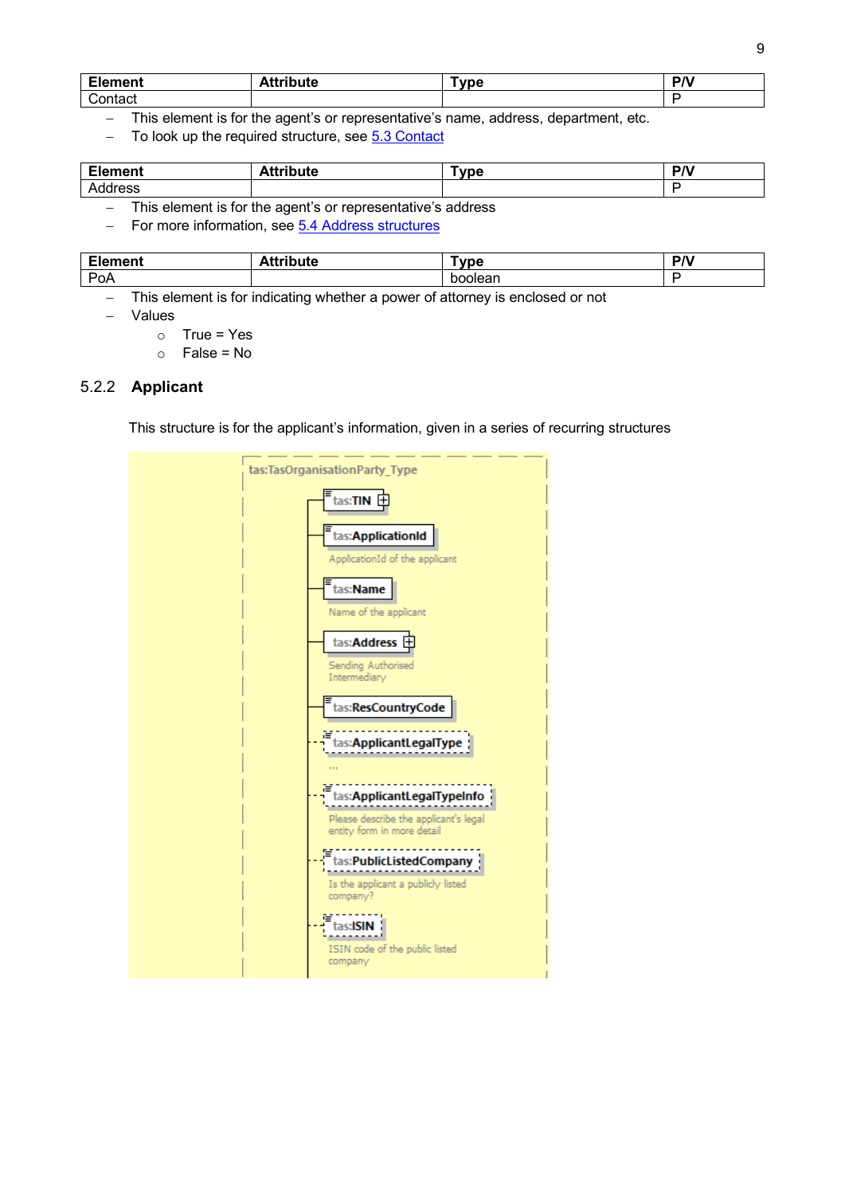| Element | Attribute | Type | P/V |
|---|---|---|---|
| Contact | | | P |

- This element is for the agent's or representative's name, address, department, etc.
- To look up the required structure, see 5.3 Contact

| Element | Attribute | Type | P/V |
|---|---|---|---|
| Address | | | P |

- This element is for the agent's or representative's address
- For more information, see 5.4 Address structures

| Element | Attribute | Type | P/V |
|---|---|---|---|
| PoA | | boolean | P |

- This element is for indicating whether a power of attorney is enclosed or not
- Values
  - True = Yes
  - False = No

### 5.2.2 Applicant

This structure is for the applicant's information, given in a series of recurring structures

tas:TasOrganisationParty_Type

- tas:TIN
- tas:ApplicationId
  ApplicationId of the applicant
- tas:Name
  Name of the applicant
- tas:Address
  Sending Authorised Intermediary
- tas:ResCountryCode
- tas:ApplicantLegalType
  ...
- tas:ApplicantLegalTypeInfo
  Please describe the applicant's legal entity form in more detail
- tas:PublicListedCompany
  Is the applicant a publicly listed company?
- tas:ISIN
  ISIN code of the public listed company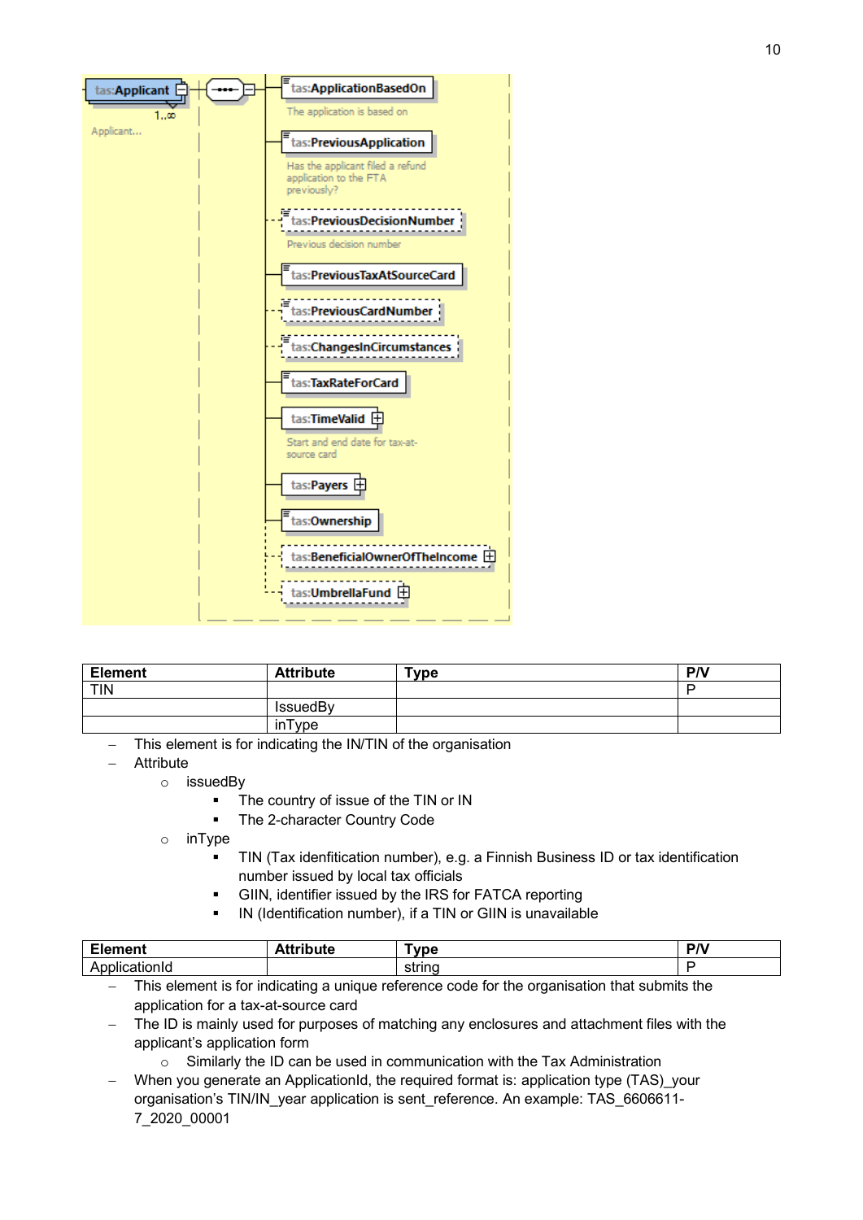tas:Applicant 1..∞
Applicant...

- tas:ApplicationBasedOn
  - The application is based on
- tas:PreviousApplication
  - Has the applicant filed a refund application to the FTA previously?
- tas:PreviousDecisionNumber
  - Previous decision number
- tas:PreviousTaxAtSourceCard
- tas:PreviousCardNumber
- tas:ChangesInCircumstances
- tas:TaxRateForCard
- tas:TimeValid
  - Start and end date for tax-at-source card
- tas:Payers
- tas:Ownership
- tas:BeneficialOwnerOfTheIncome
- tas:UmbrellaFund

| Element | Attribute | Type | P/V |
| --- | --- | --- | --- |
| TIN | | | P |
| | IssuedBy | | |
| | inType | | |

- This element is for indicating the IN/TIN of the organisation
- Attribute
  - issuedBy
    - The country of issue of the TIN or IN
    - The 2-character Country Code
  - inType
    - TIN (Tax idenfitication number), e.g. a Finnish Business ID or tax identification number issued by local tax officials
    - GIIN, identifier issued by the IRS for FATCA reporting
    - IN (Identification number), if a TIN or GIIN is unavailable

| Element | Attribute | Type | P/V |
| --- | --- | --- | --- |
| ApplicationId | | string | P |

- This element is for indicating a unique reference code for the organisation that submits the application for a tax-at-source card
- The ID is mainly used for purposes of matching any enclosures and attachment files with the applicant's application form
  - Similarly the ID can be used in communication with the Tax Administration
- When you generate an ApplicationId, the required format is: application type (TAS)_your organisation's TIN/IN_year application is sent_reference. An example: TAS_6606611-7_2020_00001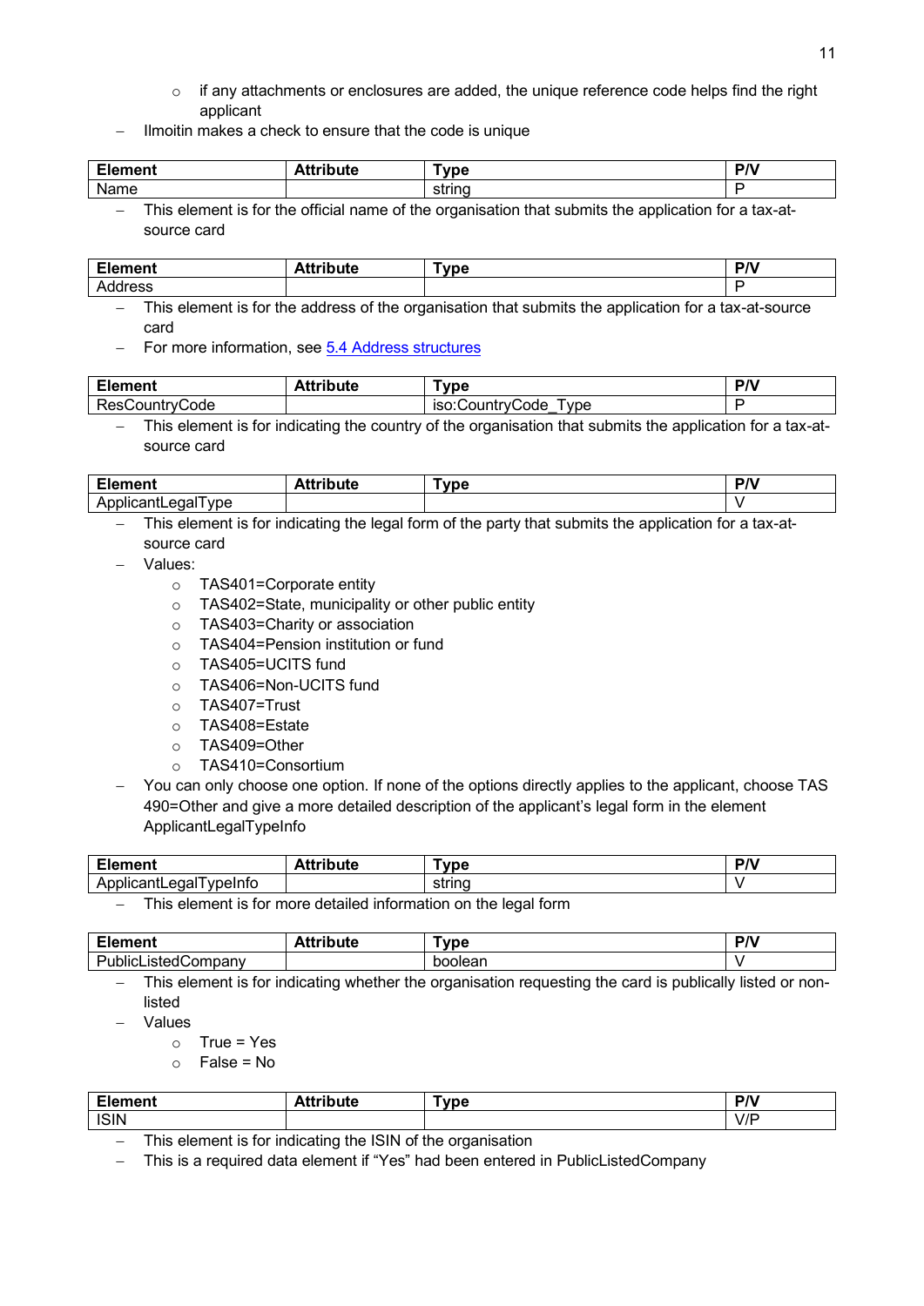- if any attachments or enclosures are added, the unique reference code helps find the right applicant

- Ilmoitin makes a check to ensure that the code is unique

| Element | Attribute | Type | P/V |
|---|---|---|---|
| Name | | string | P |

- This element is for the official name of the organisation that submits the application for a tax-at-source card

| Element | Attribute | Type | P/V |
|---|---|---|---|
| Address | | | P |

- This element is for the address of the organisation that submits the application for a tax-at-source card
- For more information, see [5.4 Address structures](#)

| Element | Attribute | Type | P/V |
|---|---|---|---|
| ResCountryCode | | iso:CountryCode_Type | P |

- This element is for indicating the country of the organisation that submits the application for a tax-at-source card

| Element | Attribute | Type | P/V |
|---|---|---|---|
| ApplicantLegalType | | | V |

- This element is for indicating the legal form of the party that submits the application for a tax-at-source card
- Values:
  - TAS401=Corporate entity
  - TAS402=State, municipality or other public entity
  - TAS403=Charity or association
  - TAS404=Pension institution or fund
  - TAS405=UCITS fund
  - TAS406=Non-UCITS fund
  - TAS407=Trust
  - TAS408=Estate
  - TAS409=Other
  - TAS410=Consortium
- You can only choose one option. If none of the options directly applies to the applicant, choose TAS 490=Other and give a more detailed description of the applicant's legal form in the element ApplicantLegalTypeInfo

| Element | Attribute | Type | P/V |
|---|---|---|---|
| ApplicantLegalTypeInfo | | string | V |

- This element is for more detailed information on the legal form

| Element | Attribute | Type | P/V |
|---|---|---|---|
| PublicListedCompany | | boolean | V |

- This element is for indicating whether the organisation requesting the card is publically listed or non-listed
- Values
  - True = Yes
  - False = No

| Element | Attribute | Type | P/V |
|---|---|---|---|
| ISIN | | | V/P |

- This element is for indicating the ISIN of the organisation
- This is a required data element if "Yes" had been entered in PublicListedCompany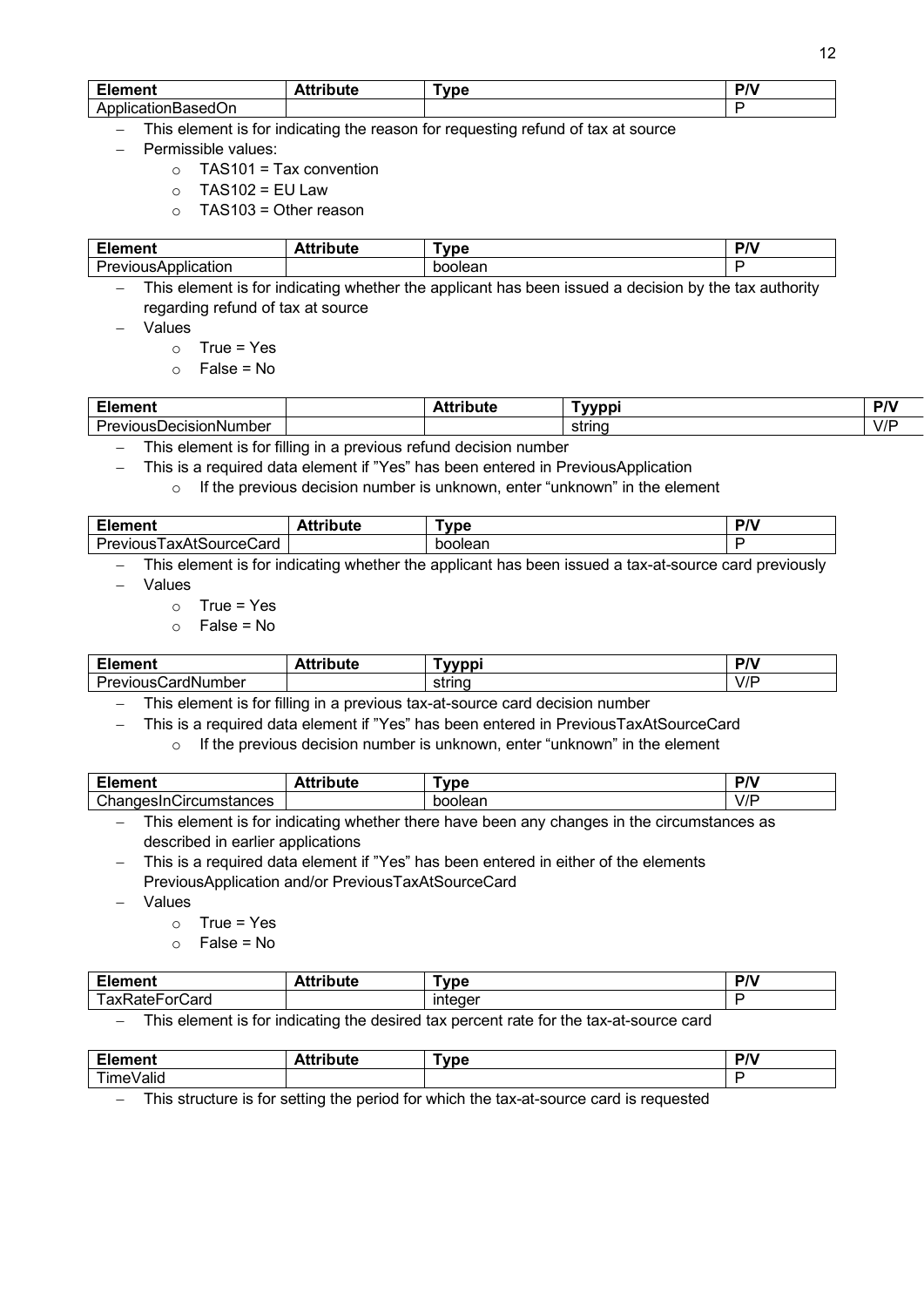| Element | Attribute | Type | P/V |
|---|---|---|---|
| ApplicationBasedOn | | | P |

- This element is for indicating the reason for requesting refund of tax at source
- Permissible values:
  - TAS101 = Tax convention
  - TAS102 = EU Law
  - TAS103 = Other reason

| Element | Attribute | Type | P/V |
|---|---|---|---|
| PreviousApplication | | boolean | P |

- This element is for indicating whether the applicant has been issued a decision by the tax authority regarding refund of tax at source
- Values
  - True = Yes
  - False = No

| Element | | Attribute | Tyyppi | P/V |
|---|---|---|---|---|
| PreviousDecisionNumber | | | string | V/P |

- This element is for filling in a previous refund decision number
- This is a required data element if "Yes" has been entered in PreviousApplication
  - If the previous decision number is unknown, enter "unknown" in the element

| Element | Attribute | Type | P/V |
|---|---|---|---|
| PreviousTaxAtSourceCard | | boolean | P |

- This element is for indicating whether the applicant has been issued a tax-at-source card previously
- Values
  - True = Yes
  - False = No

| Element | Attribute | Tyyppi | P/V |
|---|---|---|---|
| PreviousCardNumber | | string | V/P |

- This element is for filling in a previous tax-at-source card decision number
- This is a required data element if "Yes" has been entered in PreviousTaxAtSourceCard
  - If the previous decision number is unknown, enter "unknown" in the element

| Element | Attribute | Type | P/V |
|---|---|---|---|
| ChangesInCircumstances | | boolean | V/P |

- This element is for indicating whether there have been any changes in the circumstances as described in earlier applications
- This is a required data element if "Yes" has been entered in either of the elements PreviousApplication and/or PreviousTaxAtSourceCard
- Values
  - True = Yes
  - False = No

| Element | Attribute | Type | P/V |
|---|---|---|---|
| TaxRateForCard | | integer | P |

- This element is for indicating the desired tax percent rate for the tax-at-source card

| Element | Attribute | Type | P/V |
|---|---|---|---|
| TimeValid | | | P |

- This structure is for setting the period for which the tax-at-source card is requested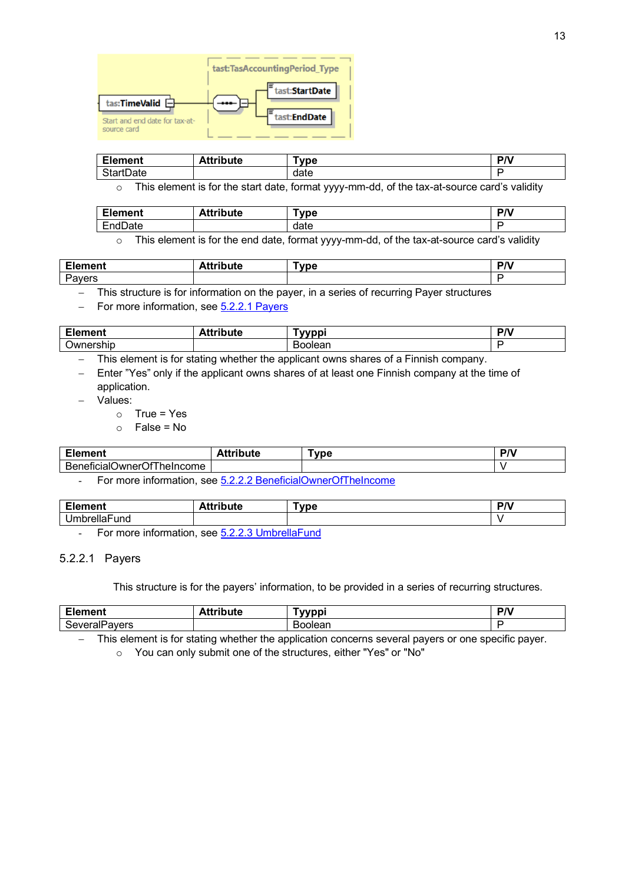| Element | Attribute | Type | P/V |
|---|---|---|---|
| StartDate | | date | P |

- This element is for the start date, format yyyy-mm-dd, of the tax-at-source card's validity

| Element | Attribute | Type | P/V |
|---|---|---|---|
| EndDate | | date | P |

- This element is for the end date, format yyyy-mm-dd, of the tax-at-source card's validity

| Element | Attribute | Type | P/V |
|---|---|---|---|
| Payers | | | P |

- This structure is for information on the payer, in a series of recurring Payer structures
- For more information, see 5.2.2.1 Payers

| Element | Attribute | Tyyppi | P/V |
|---|---|---|---|
| Ownership | | Boolean | P |

- This element is for stating whether the applicant owns shares of a Finnish company.
- Enter "Yes" only if the applicant owns shares of at least one Finnish company at the time of application.
- Values:
  - True = Yes
  - False = No

| Element | Attribute | Type | P/V |
|---|---|---|---|
| BeneficialOwnerOfTheIncome | | | V |

- For more information, see 5.2.2.2 BeneficialOwnerOfTheIncome

| Element | Attribute | Type | P/V |
|---|---|---|---|
| UmbrellaFund | | | V |

- For more information, see 5.2.2.3 UmbrellaFund

### 5.2.2.1 Payers

This structure is for the payers' information, to be provided in a series of recurring structures.

| Element | Attribute | Tyyppi | P/V |
|---|---|---|---|
| SeveralPayers | | Boolean | P |

- This element is for stating whether the application concerns several payers or one specific payer.
  - You can only submit one of the structures, either "Yes" or "No"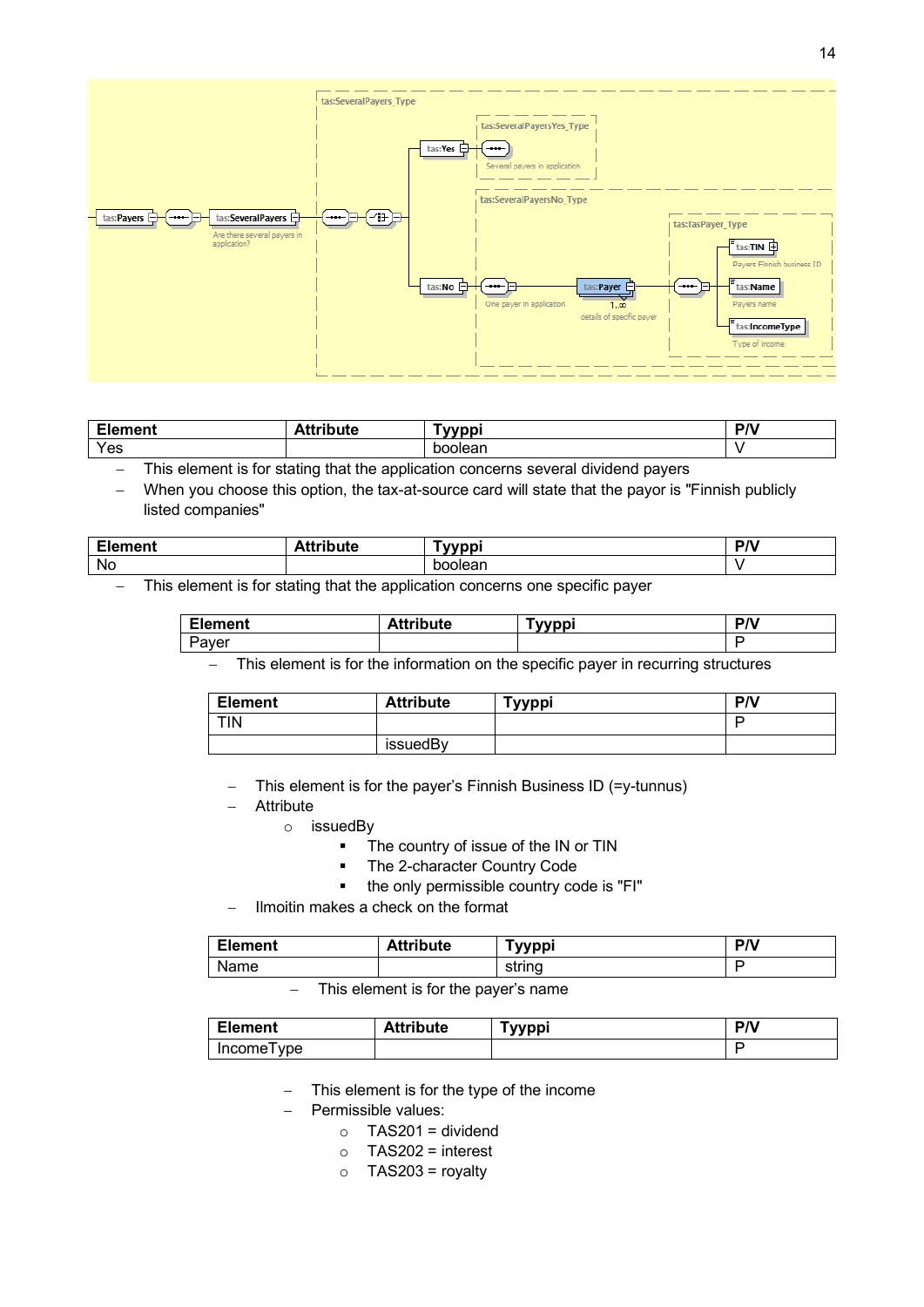| Element | Attribute | Tyyppi | P/V |
| --- | --- | --- | --- |
| Yes | | boolean | V |

- This element is for stating that the application concerns several dividend payers
- When you choose this option, the tax-at-source card will state that the payor is "Finnish publicly listed companies"

| Element | Attribute | Tyyppi | P/V |
| --- | --- | --- | --- |
| No | | boolean | V |

- This element is for stating that the application concerns one specific payer

| Element | Attribute | Tyyppi | P/V |
| --- | --- | --- | --- |
| Payer | | | P |

- This element is for the information on the specific payer in recurring structures

| Element | Attribute | Tyyppi | P/V |
| --- | --- | --- | --- |
| TIN | | | P |
| | issuedBy | | |

- This element is for the payer's Finnish Business ID (=y-tunnus)
- Attribute
  - issuedBy
    - The country of issue of the IN or TIN
    - The 2-character Country Code
    - the only permissible country code is "FI"
- Ilmoitin makes a check on the format

| Element | Attribute | Tyyppi | P/V |
| --- | --- | --- | --- |
| Name | | string | P |

- This element is for the payer's name

| Element | Attribute | Tyyppi | P/V |
| --- | --- | --- | --- |
| IncomeType | | | P |

- This element is for the type of the income
- Permissible values:
  - TAS201 = dividend
  - TAS202 = interest
  - TAS203 = royalty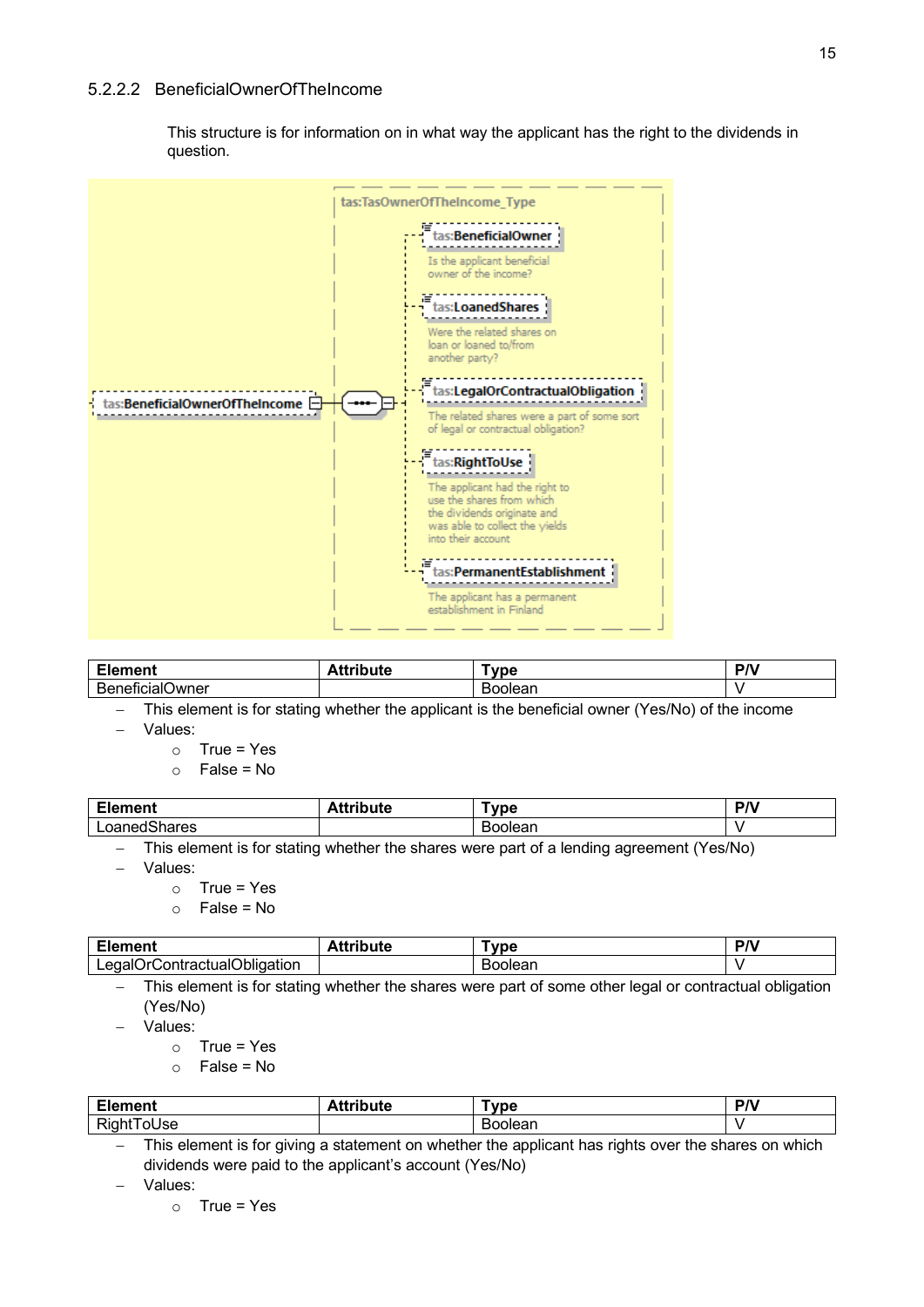### 5.2.2.2 BeneficialOwnerOfTheIncome

This structure is for information on in what way the applicant has the right to the dividends in question.

tas:BeneficialOwnerOfTheIncome

tas:TasOwnerOfTheIncome_Type

- tas:BeneficialOwner – Is the applicant beneficial owner of the income?
- tas:LoanedShares – Were the related shares on loan or loaned to/from another party?
- tas:LegalOrContractualObligation – The related shares were a part of some sort of legal or contractual obligation?
- tas:RightToUse – The applicant had the right to use the shares from which the dividends originate and was able to collect the yields into their account
- tas:PermanentEstablishment – The applicant has a permanent establishment in Finland

| Element | Attribute | Type | P/V |
|---|---|---|---|
| BeneficialOwner | | Boolean | V |

- This element is for stating whether the applicant is the beneficial owner (Yes/No) of the income
- Values:
  - True = Yes
  - False = No

| Element | Attribute | Type | P/V |
|---|---|---|---|
| LoanedShares | | Boolean | V |

- This element is for stating whether the shares were part of a lending agreement (Yes/No)
- Values:
  - True = Yes
  - False = No

| Element | Attribute | Type | P/V |
|---|---|---|---|
| LegalOrContractualObligation | | Boolean | V |

- This element is for stating whether the shares were part of some other legal or contractual obligation (Yes/No)
- Values:
  - True = Yes
  - False = No

| Element | Attribute | Type | P/V |
|---|---|---|---|
| RightToUse | | Boolean | V |

- This element is for giving a statement on whether the applicant has rights over the shares on which dividends were paid to the applicant's account (Yes/No)
- Values:
  - True = Yes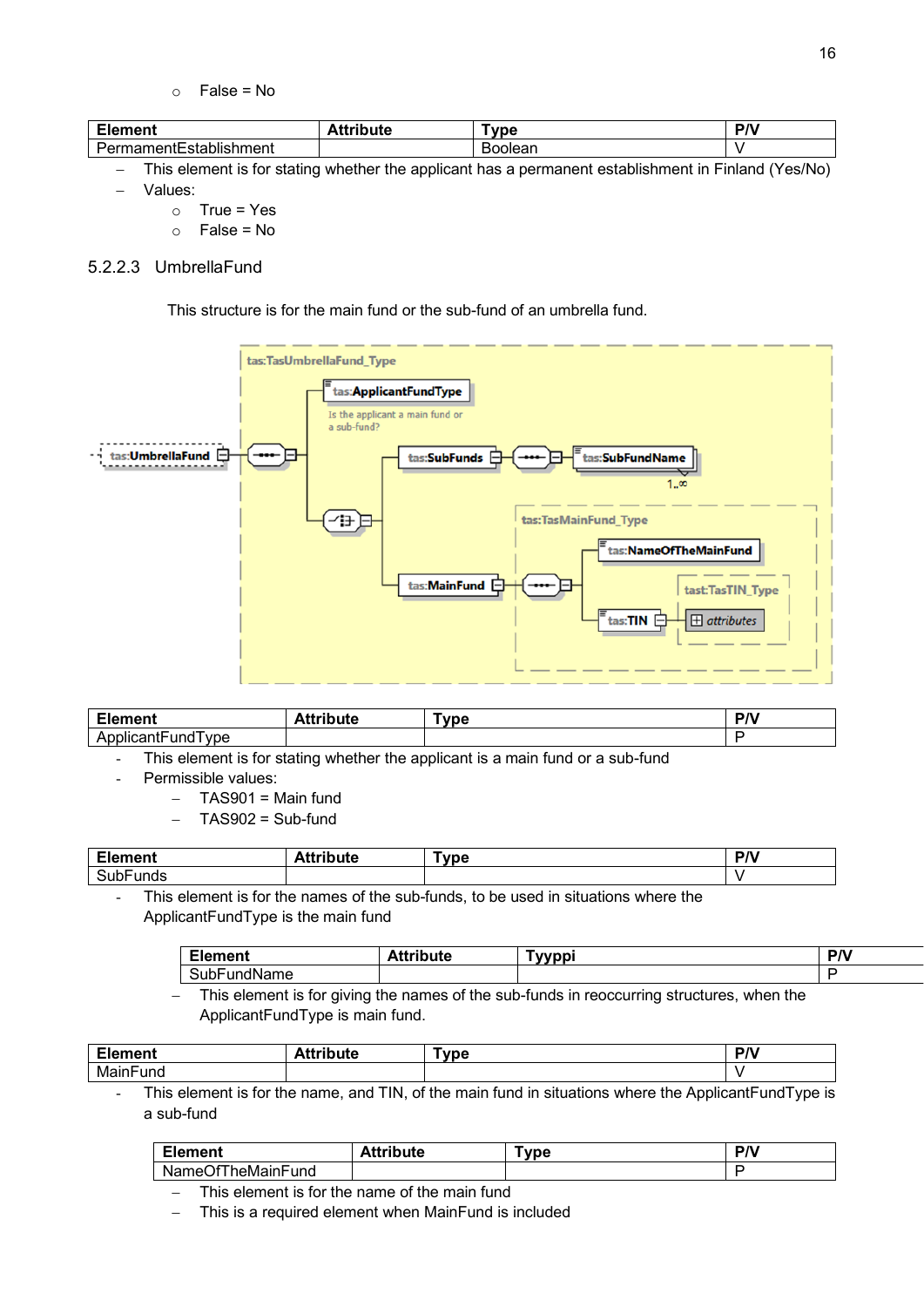- False = No

| Element | Attribute | Type | P/V |
|---|---|---|---|
| PermanentEstablishment | | Boolean | V |

- This element is for stating whether the applicant has a permanent establishment in Finland (Yes/No)
- Values:
  - True = Yes
  - False = No

### 5.2.2.3 UmbrellaFund

This structure is for the main fund or the sub-fund of an umbrella fund.

| Element | Attribute | Type | P/V |
|---|---|---|---|
| ApplicantFundType | | | P |

- This element is for stating whether the applicant is a main fund or a sub-fund
- Permissible values:
  - TAS901 = Main fund
  - TAS902 = Sub-fund

| Element | Attribute | Type | P/V |
|---|---|---|---|
| SubFunds | | | V |

- This element is for the names of the sub-funds, to be used in situations where the ApplicantFundType is the main fund

| Element | Attribute | Tyyppi | P/V |
|---|---|---|---|
| SubFundName | | | P |

- This element is for giving the names of the sub-funds in reoccurring structures, when the ApplicantFundType is main fund.

| Element | Attribute | Type | P/V |
|---|---|---|---|
| MainFund | | | V |

- This element is for the name, and TIN, of the main fund in situations where the ApplicantFundType is a sub-fund

| Element | Attribute | Type | P/V |
|---|---|---|---|
| NameOfTheMainFund | | | P |

- This element is for the name of the main fund
- This is a required element when MainFund is included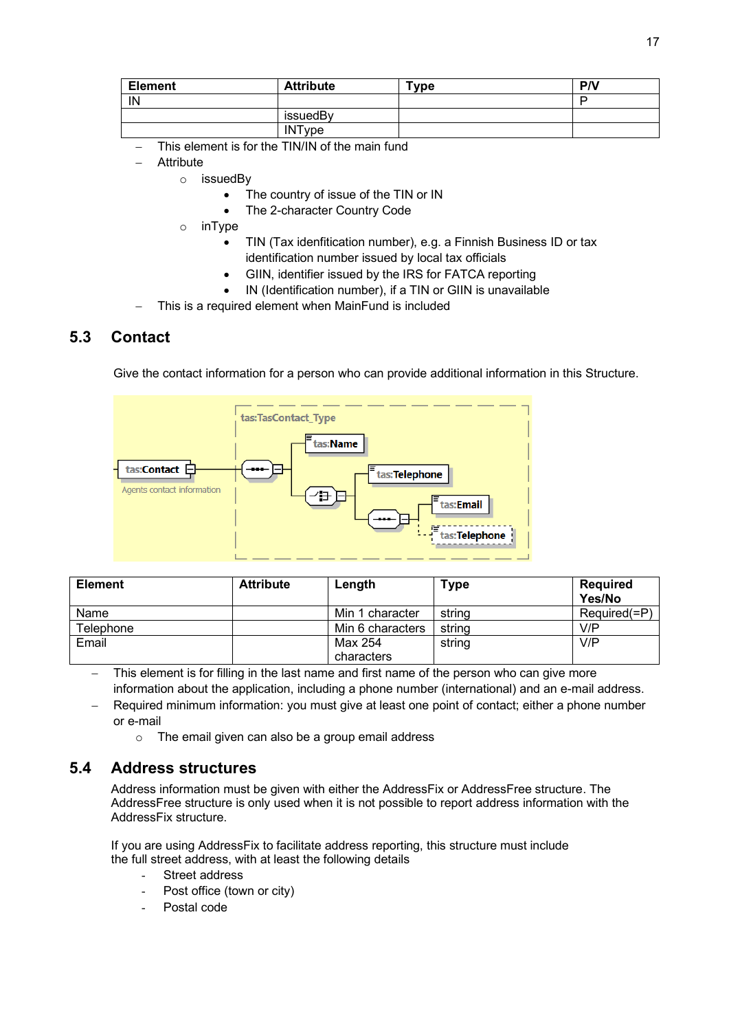| Element | Attribute | Type | P/V |
|---|---|---|---|
| IN | | | P |
| | issuedBy | | |
| | INType | | |

- This element is for the TIN/IN of the main fund
- Attribute
  - issuedBy
    - The country of issue of the TIN or IN
    - The 2-character Country Code
  - inType
    - TIN (Tax idenfitication number), e.g. a Finnish Business ID or tax identification number issued by local tax officials
    - GIIN, identifier issued by the IRS for FATCA reporting
    - IN (Identification number), if a TIN or GIIN is unavailable
- This is a required element when MainFund is included

## 5.3 Contact

Give the contact information for a person who can provide additional information in this Structure.

tas:TasContact_Type

tas:Contact

Agents contact information

tas:Name

tas:Telephone

tas:Email

tas:Telephone

| Element | Attribute | Length | Type | Required Yes/No |
|---|---|---|---|---|
| Name | | Min 1 character | string | Required(=P) |
| Telephone | | Min 6 characters | string | V/P |
| Email | | Max 254 characters | string | V/P |

- This element is for filling in the last name and first name of the person who can give more information about the application, including a phone number (international) and an e-mail address.
- Required minimum information: you must give at least one point of contact; either a phone number or e-mail
  - The email given can also be a group email address

## 5.4 Address structures

Address information must be given with either the AddressFix or AddressFree structure. The AddressFree structure is only used when it is not possible to report address information with the AddressFix structure.

If you are using AddressFix to facilitate address reporting, this structure must include the full street address, with at least the following details

- Street address
- Post office (town or city)
- Postal code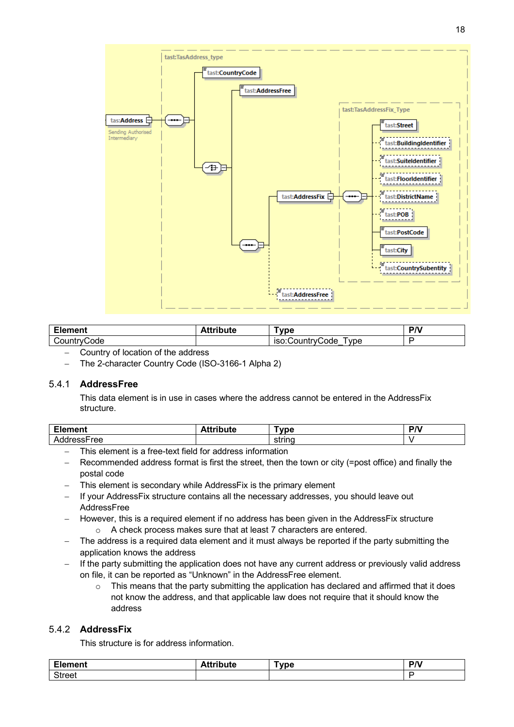| Element | Attribute | Type | P/V |
|---|---|---|---|
| CountryCode | | iso:CountryCode_Type | P |

- Country of location of the address
- The 2-character Country Code (ISO-3166-1 Alpha 2)

### 5.4.1 AddressFree

This data element is in use in cases where the address cannot be entered in the AddressFix structure.

| Element | Attribute | Type | P/V |
|---|---|---|---|
| AddressFree | | string | V |

- This element is a free-text field for address information
- Recommended address format is first the street, then the town or city (=post office) and finally the postal code
- This element is secondary while AddressFix is the primary element
- If your AddressFix structure contains all the necessary addresses, you should leave out AddressFree
- However, this is a required element if no address has been given in the AddressFix structure
  - A check process makes sure that at least 7 characters are entered.
- The address is a required data element and it must always be reported if the party submitting the application knows the address
- If the party submitting the application does not have any current address or previously valid address on file, it can be reported as "Unknown" in the AddressFree element.
  - This means that the party submitting the application has declared and affirmed that it does not know the address, and that applicable law does not require that it should know the address

### 5.4.2 AddressFix

This structure is for address information.

| Element | Attribute | Type | P/V |
|---|---|---|---|
| Street | | | P |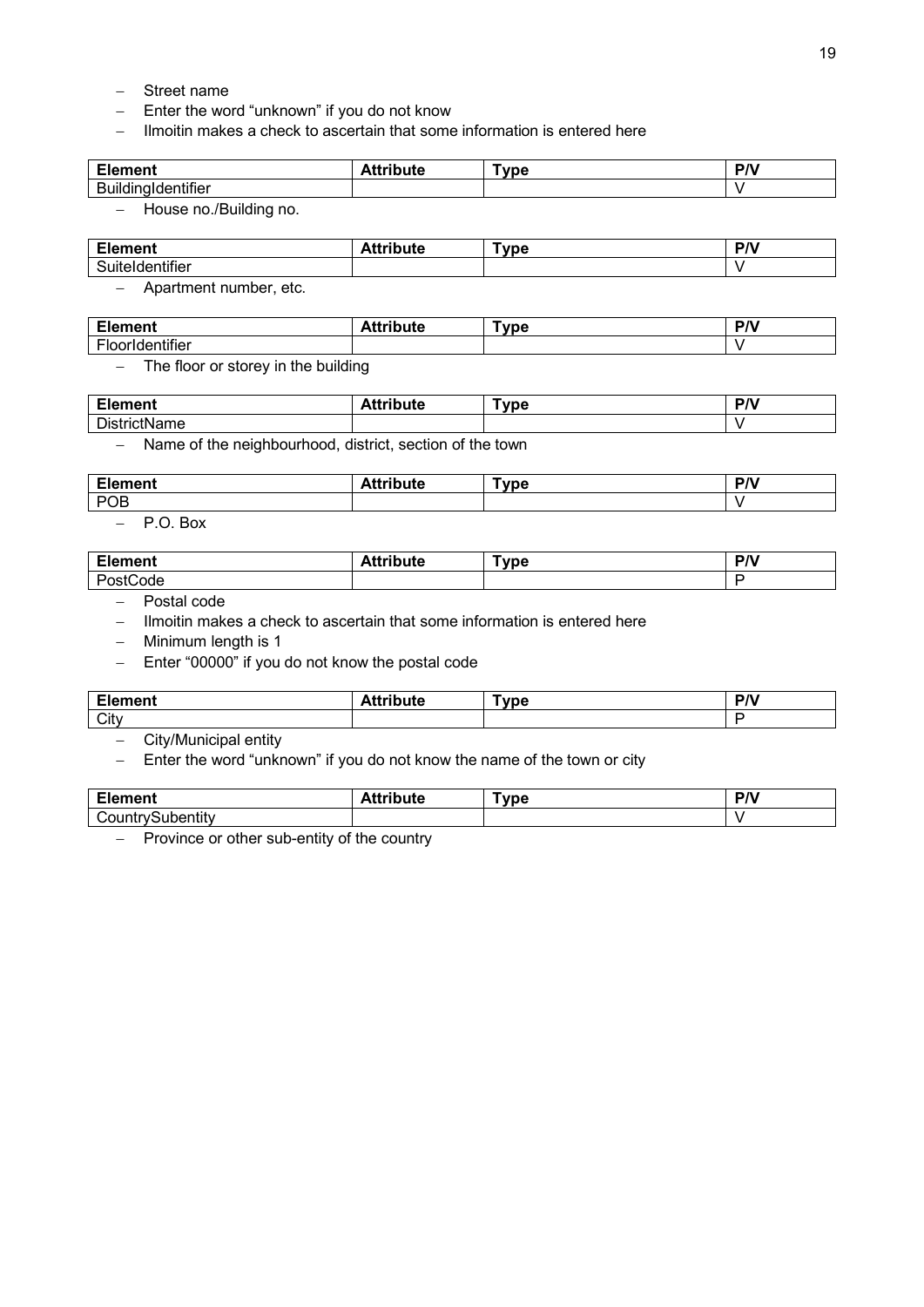- Street name
- Enter the word “unknown” if you do not know
- Ilmoitin makes a check to ascertain that some information is entered here

| Element | Attribute | Type | P/V |
| --- | --- | --- | --- |
| BuildingIdentifier | | | V |

- House no./Building no.

| Element | Attribute | Type | P/V |
| --- | --- | --- | --- |
| SuiteIdentifier | | | V |

- Apartment number, etc.

| Element | Attribute | Type | P/V |
| --- | --- | --- | --- |
| FloorIdentifier | | | V |

- The floor or storey in the building

| Element | Attribute | Type | P/V |
| --- | --- | --- | --- |
| DistrictName | | | V |

- Name of the neighbourhood, district, section of the town

| Element | Attribute | Type | P/V |
| --- | --- | --- | --- |
| POB | | | V |

- P.O. Box

| Element | Attribute | Type | P/V |
| --- | --- | --- | --- |
| PostCode | | | P |

- Postal code
- Ilmoitin makes a check to ascertain that some information is entered here
- Minimum length is 1
- Enter “00000” if you do not know the postal code

| Element | Attribute | Type | P/V |
| --- | --- | --- | --- |
| City | | | P |

- City/Municipal entity
- Enter the word “unknown” if you do not know the name of the town or city

| Element | Attribute | Type | P/V |
| --- | --- | --- | --- |
| CountrySubentity | | | V |

- Province or other sub-entity of the country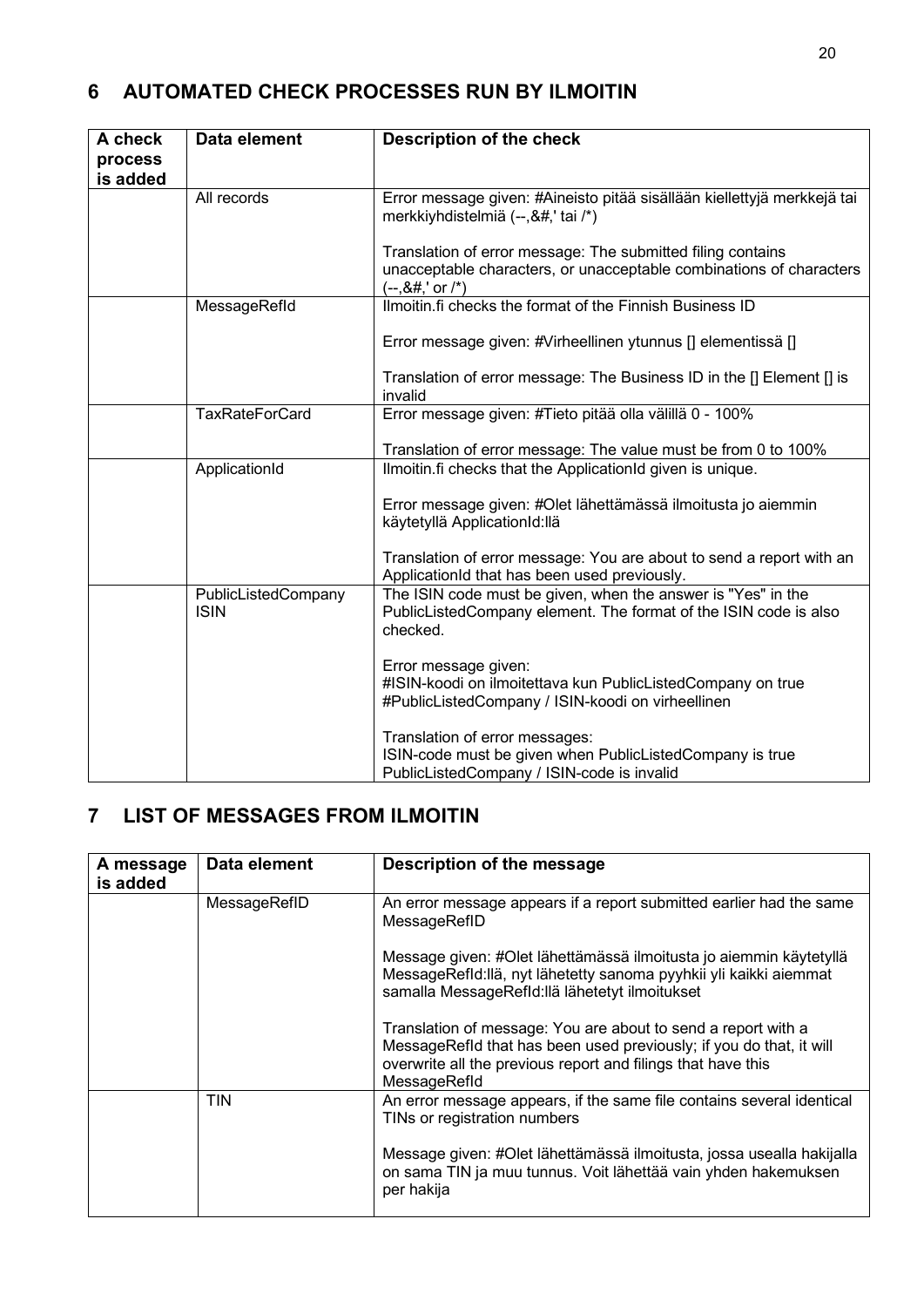# 6 AUTOMATED CHECK PROCESSES RUN BY ILMOITIN

| A check process is added | Data element | Description of the check |
|---|---|---|
| | All records | Error message given: #Aineisto pitää sisällään kiellettyjä merkkejä tai merkkiyhdistelmiä (--,&#,' tai /*)<br><br>Translation of error message: The submitted filing contains unacceptable characters, or unacceptable combinations of characters (--,&#,' or /*) |
| | MessageRefId | Ilmoitin.fi checks the format of the Finnish Business ID<br><br>Error message given: #Virheellinen ytunnus [] elementissä []<br><br>Translation of error message: The Business ID in the [] Element [] is invalid |
| | TaxRateForCard | Error message given: #Tieto pitää olla välillä 0 - 100%<br><br>Translation of error message: The value must be from 0 to 100% |
| | ApplicationId | Ilmoitin.fi checks that the ApplicationId given is unique.<br><br>Error message given: #Olet lähettämässä ilmoitusta jo aiemmin käytetyllä ApplicationId:llä<br><br>Translation of error message: You are about to send a report with an ApplicationId that has been used previously. |
| | PublicListedCompany ISIN | The ISIN code must be given, when the answer is "Yes" in the PublicListedCompany element. The format of the ISIN code is also checked.<br><br>Error message given:<br>#ISIN-koodi on ilmoitettava kun PublicListedCompany on true<br>#PublicListedCompany / ISIN-koodi on virheellinen<br><br>Translation of error messages:<br>ISIN-code must be given when PublicListedCompany is true<br>PublicListedCompany / ISIN-code is invalid |

# 7 LIST OF MESSAGES FROM ILMOITIN

| A message is added | Data element | Description of the message |
|---|---|---|
| | MessageRefID | An error message appears if a report submitted earlier had the same MessageRefID<br><br>Message given: #Olet lähettämässä ilmoitusta jo aiemmin käytetyllä MessageRefId:llä, nyt lähetetty sanoma pyyhkii yli kaikki aiemmat samalla MessageRefId:llä lähetetyt ilmoitukset<br><br>Translation of message: You are about to send a report with a MessageRefId that has been used previously; if you do that, it will overwrite all the previous report and filings that have this MessageRefId |
| | TIN | An error message appears, if the same file contains several identical TINs or registration numbers<br><br>Message given: #Olet lähettämässä ilmoitusta, jossa usealla hakijalla on sama TIN ja muu tunnus. Voit lähettää vain yhden hakemuksen per hakija |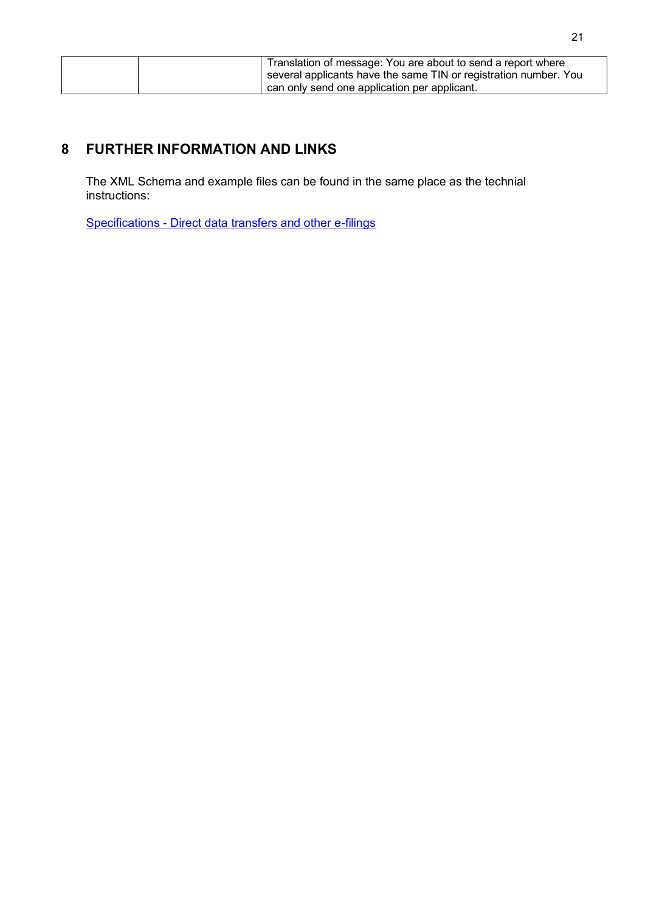| | | |
|---|---|---|
| | | Translation of message: You are about to send a report where several applicants have the same TIN or registration number. You can only send one application per applicant. |

## 8 FURTHER INFORMATION AND LINKS

The XML Schema and example files can be found in the same place as the technial instructions:

Specifications - Direct data transfers and other e-filings